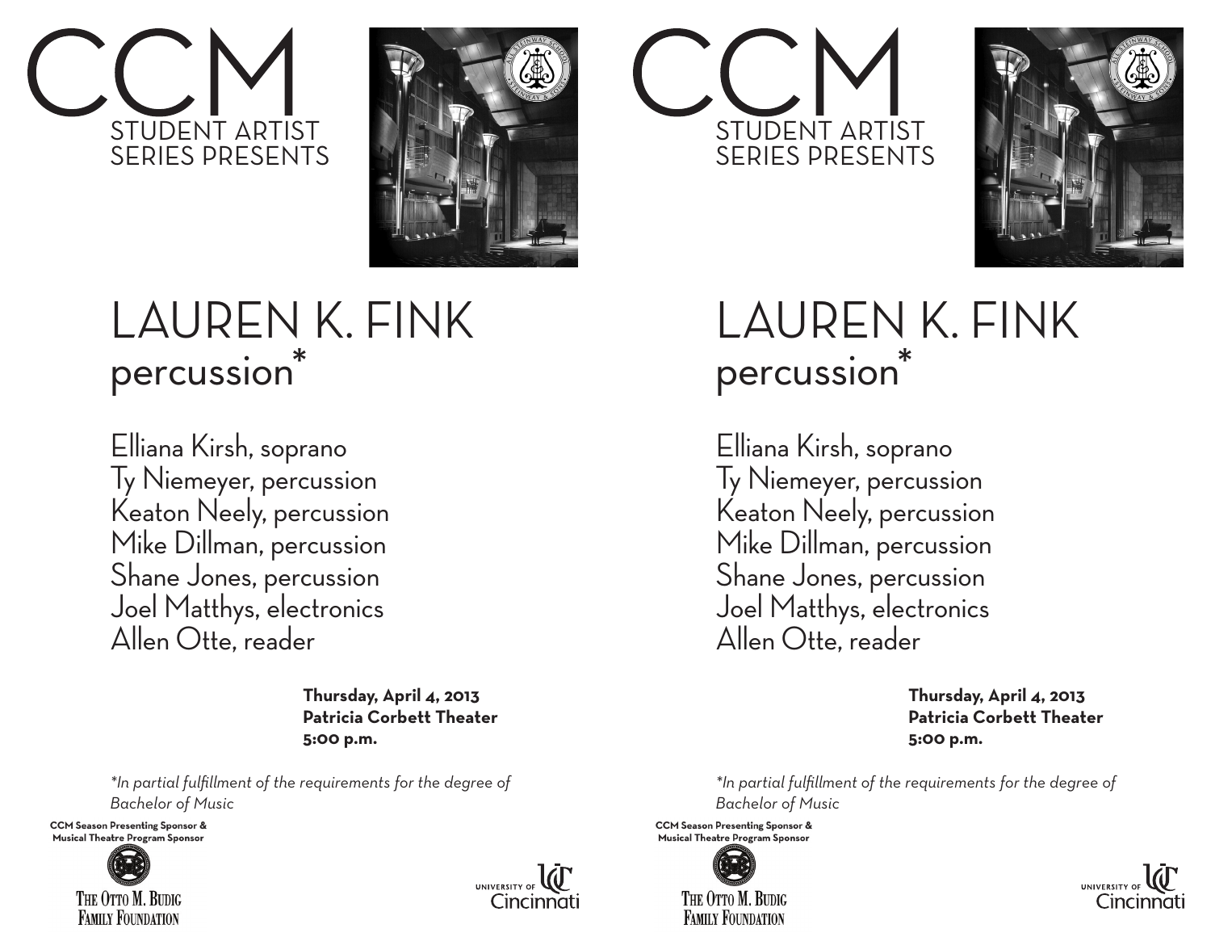# CCM

STUDENT ARTIST SERIES PRESENTS

# LAUREN K. FINK

## percussion*

Elliana Kirsh, soprano
Ty Niemeyer, percussion
Keaton Neely, percussion
Mike Dillman, percussion
Shane Jones, percussion
Joel Matthys, electronics
Allen Otte, reader

**Thursday, April 4, 2013**
**Patricia Corbett Theater**
**5:00 p.m.**

*\*In partial fulfillment of the requirements for the degree of Bachelor of Music*

**CCM Season Presenting Sponsor & Musical Theatre Program Sponsor**

THE OTTO M. BUDIG FAMILY FOUNDATION

UNIVERSITY OF Cincinnati

# CCM

STUDENT ARTIST SERIES PRESENTS

# LAUREN K. FINK

## percussion*

Elliana Kirsh, soprano
Ty Niemeyer, percussion
Keaton Neely, percussion
Mike Dillman, percussion
Shane Jones, percussion
Joel Matthys, electronics
Allen Otte, reader

**Thursday, April 4, 2013**
**Patricia Corbett Theater**
**5:00 p.m.**

*\*In partial fulfillment of the requirements for the degree of Bachelor of Music*

**CCM Season Presenting Sponsor & Musical Theatre Program Sponsor**

THE OTTO M. BUDIG FAMILY FOUNDATION

UNIVERSITY OF Cincinnati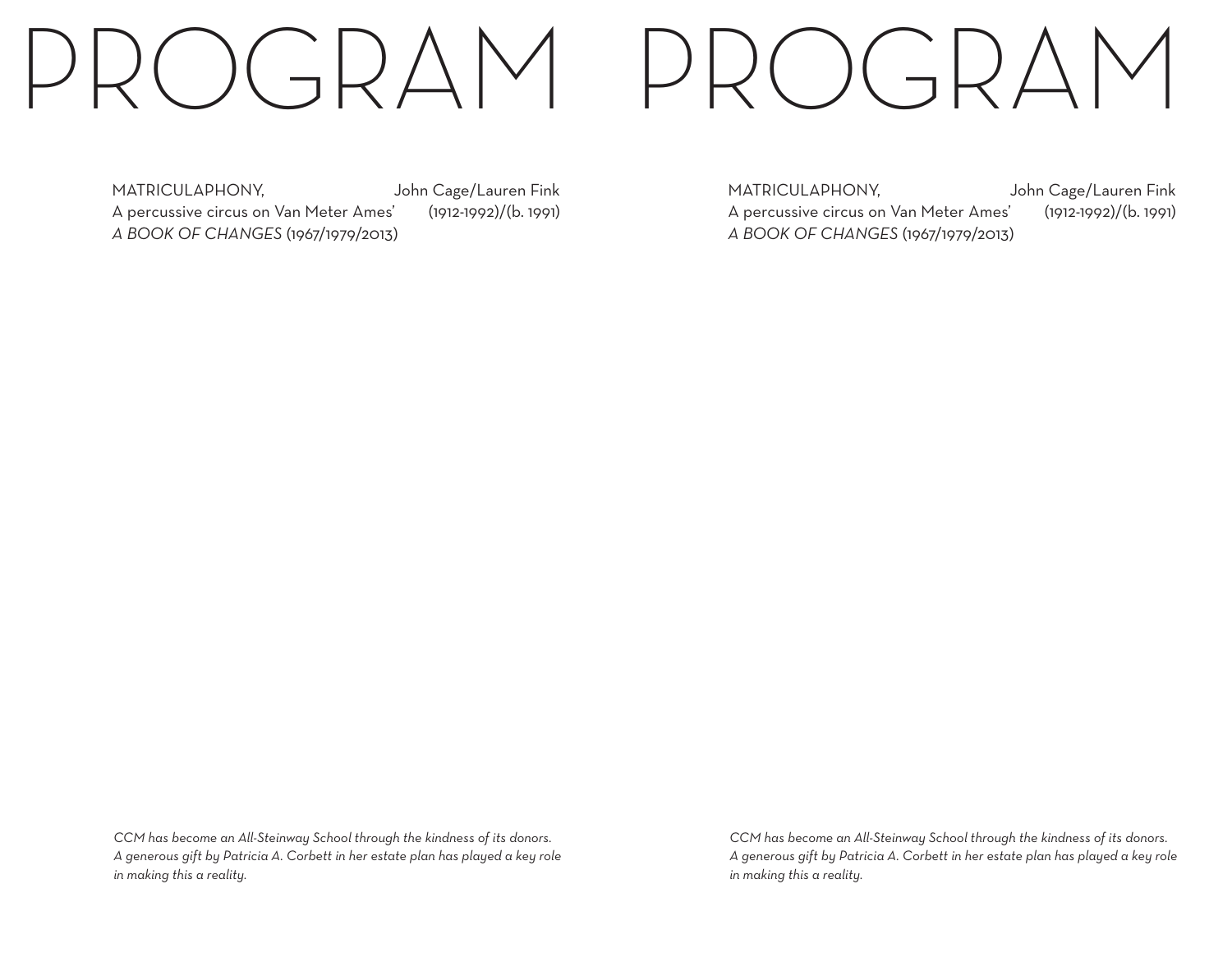# PROGRAM

MATRICULAPHONY, John Cage/Lauren Fink
A percussive circus on Van Meter Ames' (1912-1992)/(b. 1991)
*A BOOK OF CHANGES* (1967/1979/2013)

*CCM has become an All-Steinway School through the kindness of its donors. A generous gift by Patricia A. Corbett in her estate plan has played a key role in making this a reality.*

# PROGRAM

MATRICULAPHONY, John Cage/Lauren Fink
A percussive circus on Van Meter Ames' (1912-1992)/(b. 1991)
*A BOOK OF CHANGES* (1967/1979/2013)

*CCM has become an All-Steinway School through the kindness of its donors. A generous gift by Patricia A. Corbett in her estate plan has played a key role in making this a reality.*